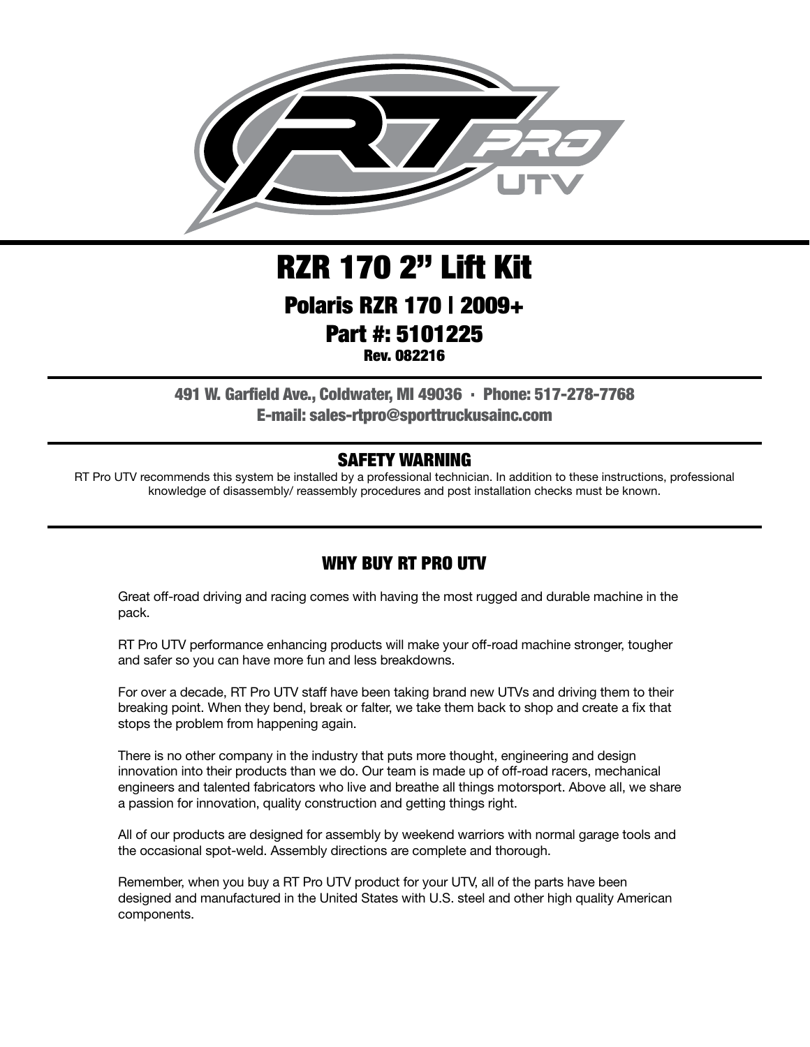# RZR 170 2" Lift Kit

## Polaris RZR 170 | 2009+

## Part #: 5101225

**Rev. 082216**

**491 W. Garfield Ave., Coldwater, MI 49036 · Phone: 517-278-7768**
**E-mail: sales-rtpro@sporttruckusainc.com**

### SAFETY WARNING

RT Pro UTV recommends this system be installed by a professional technician. In addition to these instructions, professional knowledge of disassembly/ reassembly procedures and post installation checks must be known.

### WHY BUY RT PRO UTV

Great off-road driving and racing comes with having the most rugged and durable machine in the pack.

RT Pro UTV performance enhancing products will make your off-road machine stronger, tougher and safer so you can have more fun and less breakdowns.

For over a decade, RT Pro UTV staff have been taking brand new UTVs and driving them to their breaking point. When they bend, break or falter, we take them back to shop and create a fix that stops the problem from happening again.

There is no other company in the industry that puts more thought, engineering and design innovation into their products than we do. Our team is made up of off-road racers, mechanical engineers and talented fabricators who live and breathe all things motorsport. Above all, we share a passion for innovation, quality construction and getting things right.

All of our products are designed for assembly by weekend warriors with normal garage tools and the occasional spot-weld. Assembly directions are complete and thorough.

Remember, when you buy a RT Pro UTV product for your UTV, all of the parts have been designed and manufactured in the United States with U.S. steel and other high quality American components.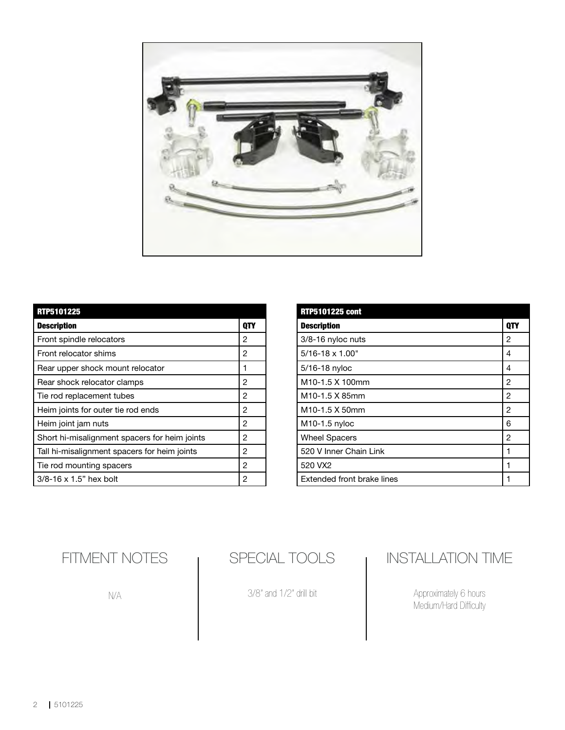| RTP5101225 | |
|---|---|
| **Description** | **QTY** |
| Front spindle relocators | 2 |
| Front relocator shims | 2 |
| Rear upper shock mount relocator | 1 |
| Rear shock relocator clamps | 2 |
| Tie rod replacement tubes | 2 |
| Heim joints for outer tie rod ends | 2 |
| Heim joint jam nuts | 2 |
| Short hi-misalignment spacers for heim joints | 2 |
| Tall hi-misalignment spacers for heim joints | 2 |
| Tie rod mounting spacers | 2 |
| 3/8-16 x 1.5” hex bolt | 2 |

| RTP5101225 cont | |
|---|---|
| **Description** | **QTY** |
| 3/8-16 nyloc nuts | 2 |
| 5/16-18 x 1.00" | 4 |
| 5/16-18 nyloc | 4 |
| M10-1.5 X 100mm | 2 |
| M10-1.5 X 85mm | 2 |
| M10-1.5 X 50mm | 2 |
| M10-1.5 nyloc | 6 |
| Wheel Spacers | 2 |
| 520 V Inner Chain Link | 1 |
| 520 VX2 | 1 |
| Extended front brake lines | 1 |

## FITMENT NOTES

N/A

## SPECIAL TOOLS

3/8" and 1/2" drill bit

## INSTALLATION TIME

Approximately 6 hours
Medium/Hard Difficulty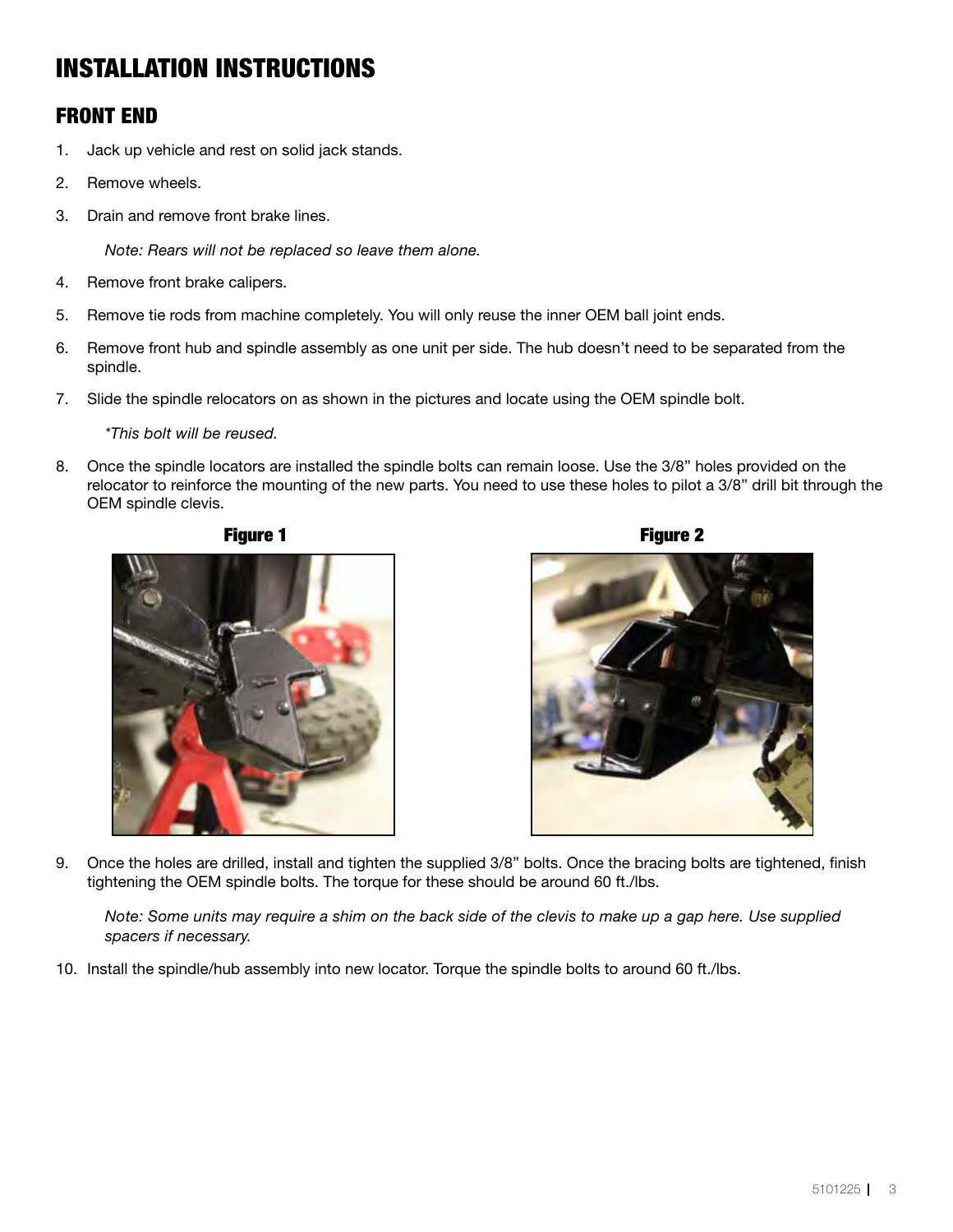# INSTALLATION INSTRUCTIONS

## FRONT END

1. Jack up vehicle and rest on solid jack stands.
2. Remove wheels.
3. Drain and remove front brake lines.

   *Note: Rears will not be replaced so leave them alone.*

4. Remove front brake calipers.
5. Remove tie rods from machine completely. You will only reuse the inner OEM ball joint ends.
6. Remove front hub and spindle assembly as one unit per side. The hub doesn't need to be separated from the spindle.
7. Slide the spindle relocators on as shown in the pictures and locate using the OEM spindle bolt.

   *\*This bolt will be reused.*

8. Once the spindle locators are installed the spindle bolts can remain loose. Use the 3/8" holes provided on the relocator to reinforce the mounting of the new parts. You need to use these holes to pilot a 3/8" drill bit through the OEM spindle clevis.

**Figure 1**

**Figure 2**

9. Once the holes are drilled, install and tighten the supplied 3/8" bolts. Once the bracing bolts are tightened, finish tightening the OEM spindle bolts. The torque for these should be around 60 ft./lbs.

   *Note: Some units may require a shim on the back side of the clevis to make up a gap here. Use supplied spacers if necessary.*

10. Install the spindle/hub assembly into new locator. Torque the spindle bolts to around 60 ft./lbs.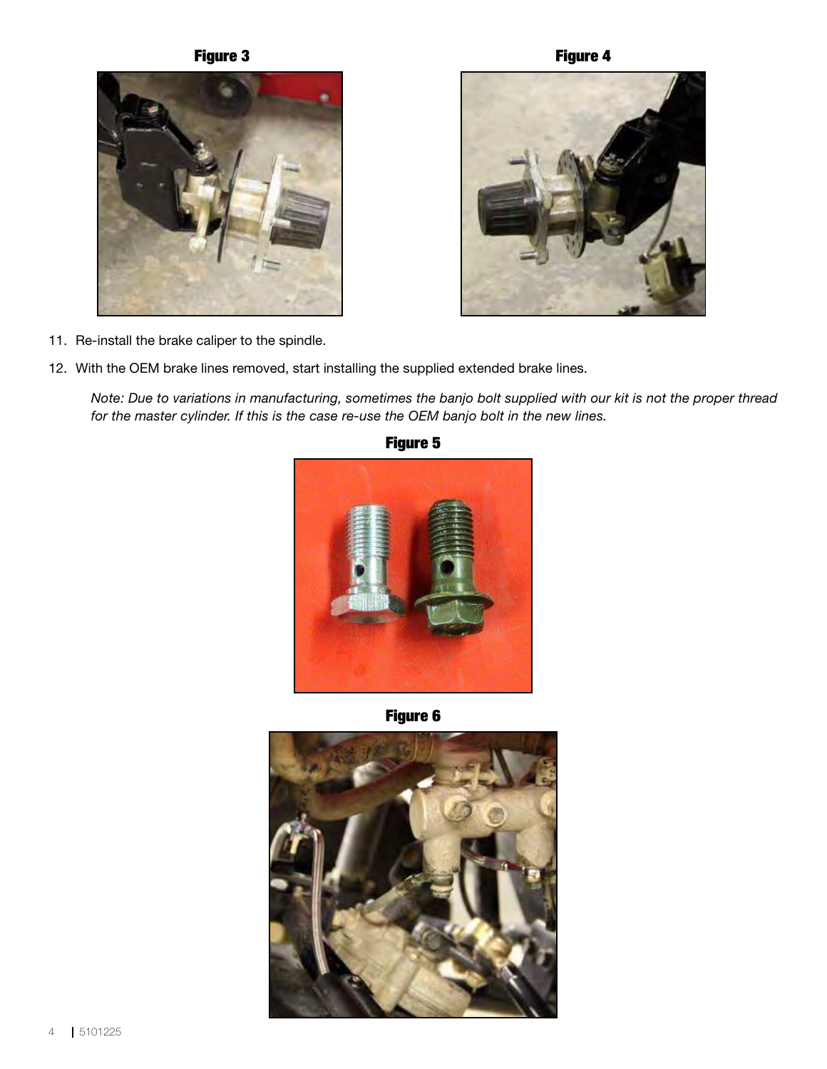**Figure 3**

**Figure 4**

11. Re-install the brake caliper to the spindle.
12. With the OEM brake lines removed, start installing the supplied extended brake lines.

    *Note: Due to variations in manufacturing, sometimes the banjo bolt supplied with our kit is not the proper thread for the master cylinder. If this is the case re-use the OEM banjo bolt in the new lines.*

**Figure 5**

**Figure 6**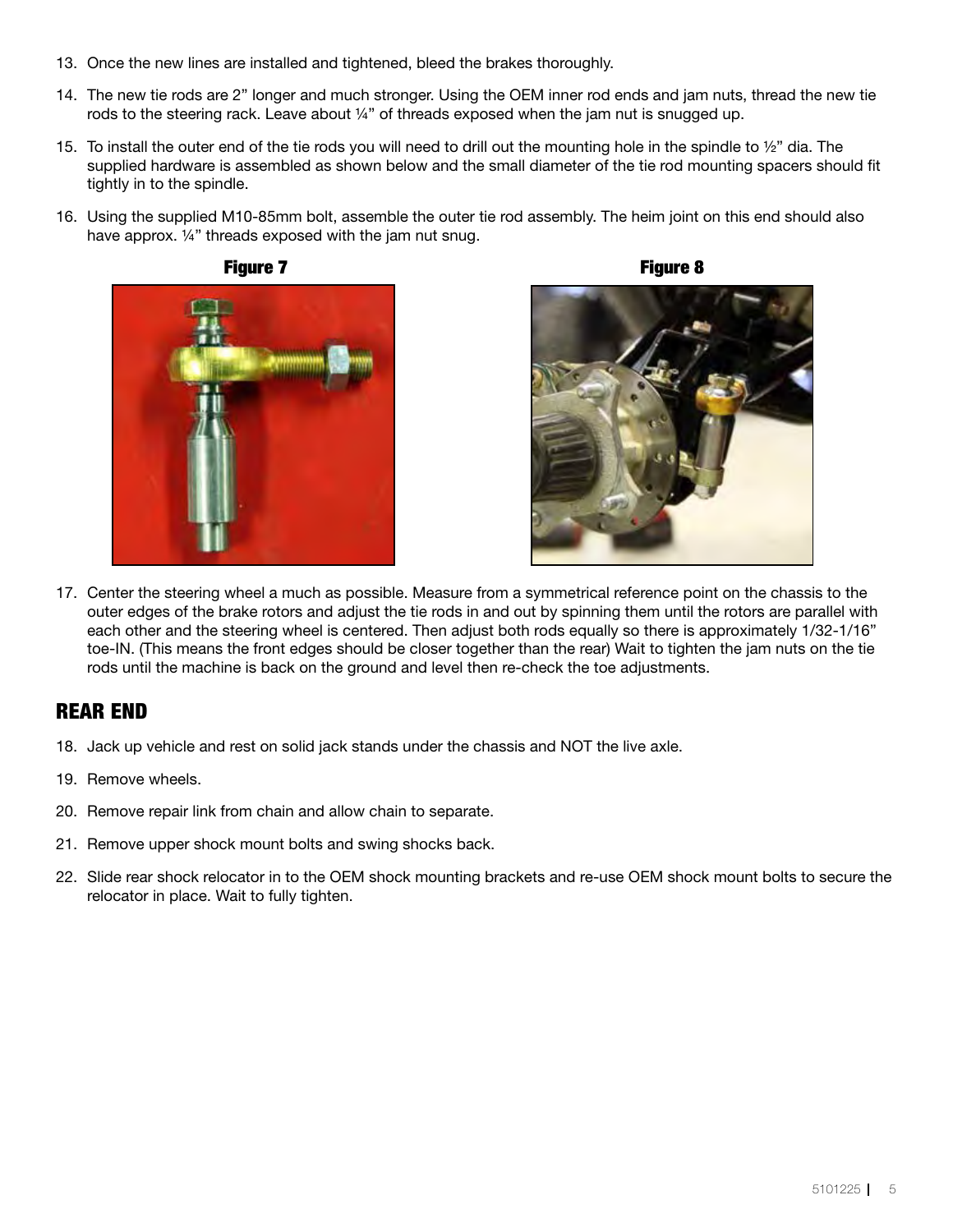13. Once the new lines are installed and tightened, bleed the brakes thoroughly.
14. The new tie rods are 2” longer and much stronger. Using the OEM inner rod ends and jam nuts, thread the new tie rods to the steering rack. Leave about ¼” of threads exposed when the jam nut is snugged up.
15. To install the outer end of the tie rods you will need to drill out the mounting hole in the spindle to ½” dia. The supplied hardware is assembled as shown below and the small diameter of the tie rod mounting spacers should fit tightly in to the spindle.
16. Using the supplied M10-85mm bolt, assemble the outer tie rod assembly. The heim joint on this end should also have approx. ¼” threads exposed with the jam nut snug.

**Figure 7**

**Figure 8**

17. Center the steering wheel a much as possible. Measure from a symmetrical reference point on the chassis to the outer edges of the brake rotors and adjust the tie rods in and out by spinning them until the rotors are parallel with each other and the steering wheel is centered. Then adjust both rods equally so there is approximately 1/32-1/16” toe-IN. (This means the front edges should be closer together than the rear) Wait to tighten the jam nuts on the tie rods until the machine is back on the ground and level then re-check the toe adjustments.

## REAR END

18. Jack up vehicle and rest on solid jack stands under the chassis and NOT the live axle.
19. Remove wheels.
20. Remove repair link from chain and allow chain to separate.
21. Remove upper shock mount bolts and swing shocks back.
22. Slide rear shock relocator in to the OEM shock mounting brackets and re-use OEM shock mount bolts to secure the relocator in place. Wait to fully tighten.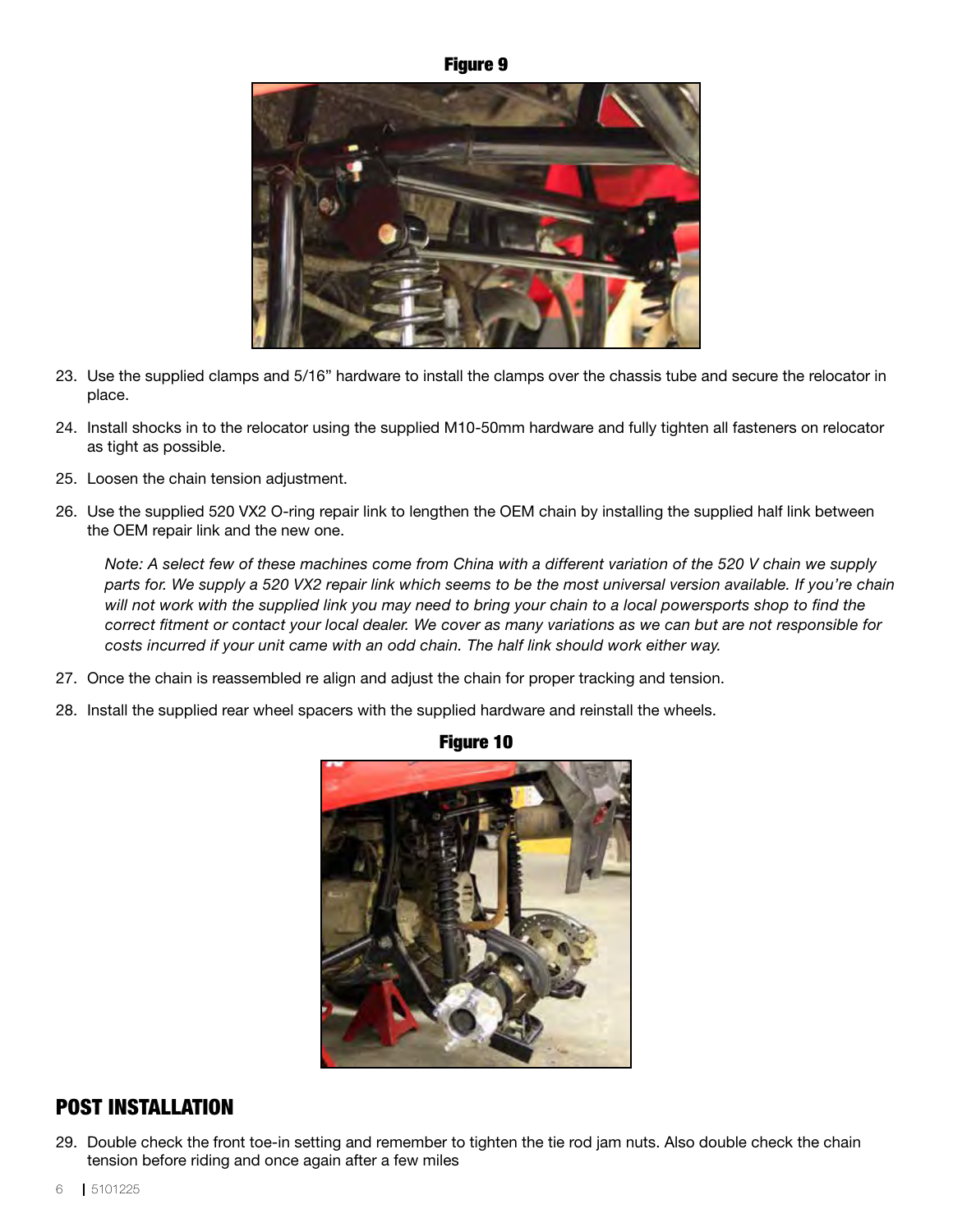Figure 9

23. Use the supplied clamps and 5/16" hardware to install the clamps over the chassis tube and secure the relocator in place.
24. Install shocks in to the relocator using the supplied M10-50mm hardware and fully tighten all fasteners on relocator as tight as possible.
25. Loosen the chain tension adjustment.
26. Use the supplied 520 VX2 O-ring repair link to lengthen the OEM chain by installing the supplied half link between the OEM repair link and the new one.

    *Note: A select few of these machines come from China with a different variation of the 520 V chain we supply parts for. We supply a 520 VX2 repair link which seems to be the most universal version available. If you're chain will not work with the supplied link you may need to bring your chain to a local powersports shop to find the correct fitment or contact your local dealer. We cover as many variations as we can but are not responsible for costs incurred if your unit came with an odd chain. The half link should work either way.*

27. Once the chain is reassembled re align and adjust the chain for proper tracking and tension.
28. Install the supplied rear wheel spacers with the supplied hardware and reinstall the wheels.

Figure 10

## POST INSTALLATION

29. Double check the front toe-in setting and remember to tighten the tie rod jam nuts. Also double check the chain tension before riding and once again after a few miles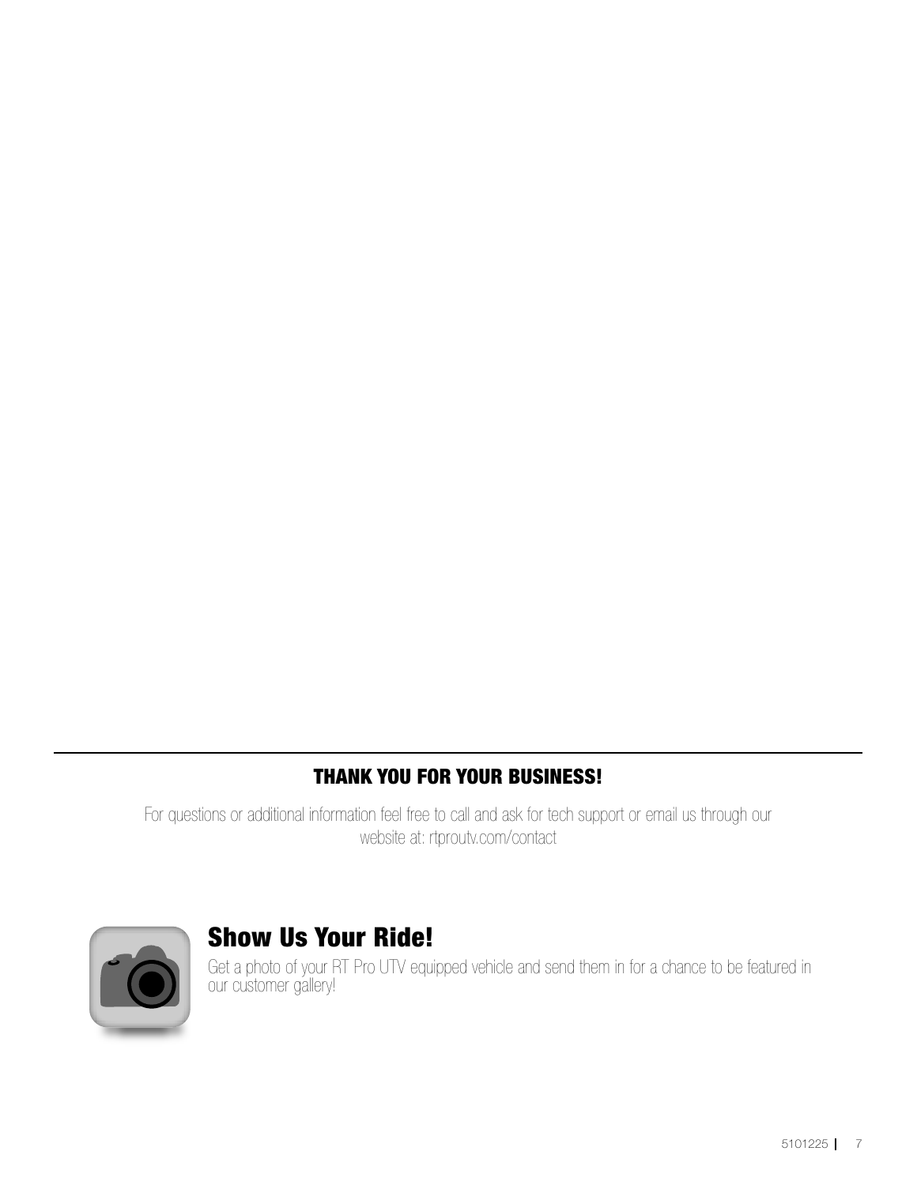---

## THANK YOU FOR YOUR BUSINESS!

For questions or additional information feel free to call and ask for tech support or email us through our website at: rtproutv.com/contact

## Show Us Your Ride!

Get a photo of your RT Pro UTV equipped vehicle and send them in for a chance to be featured in our customer gallery!